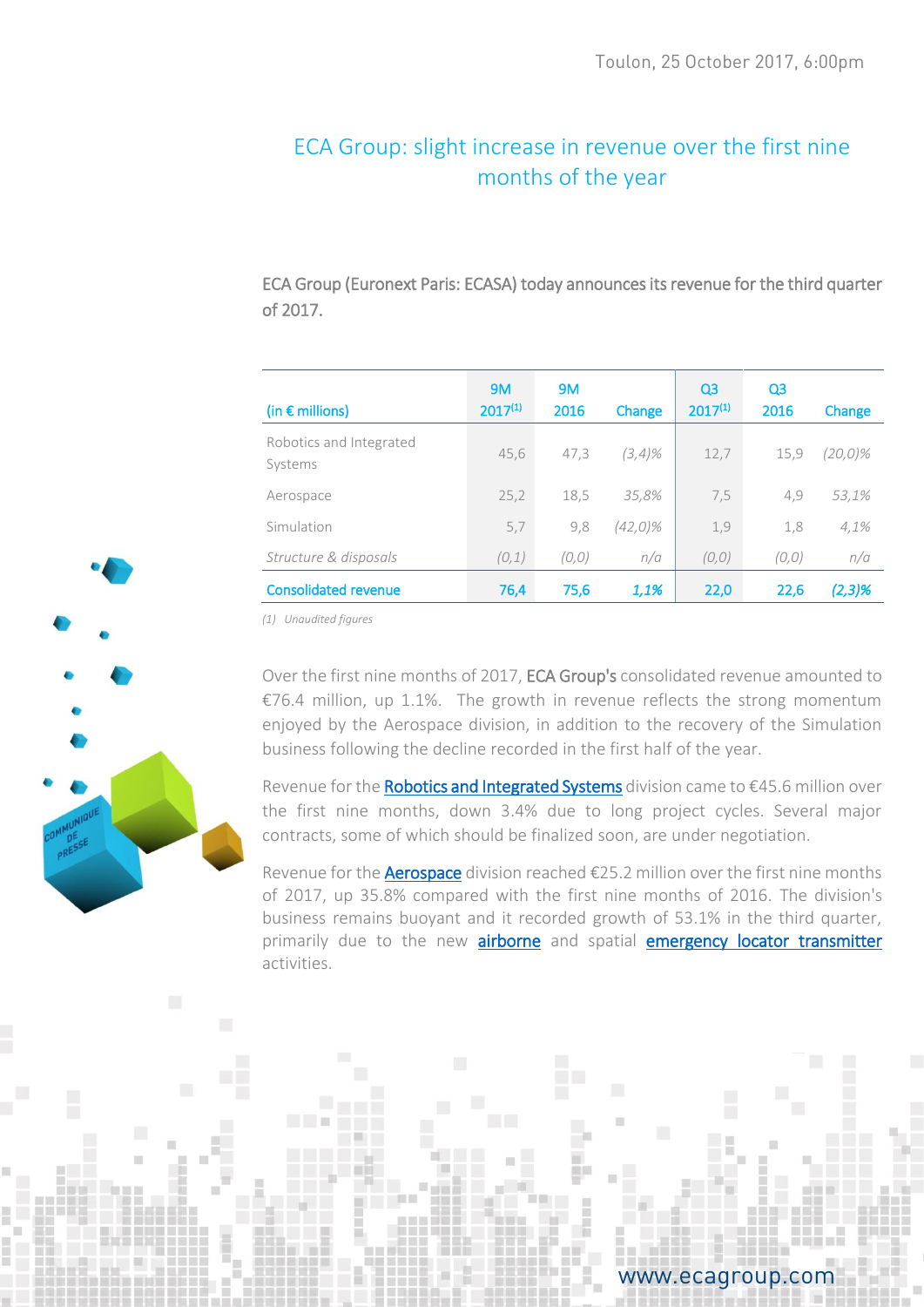Toulon, 25 October 2017, 6:00pm

# ECA Group: slight increase in revenue over the first nine months of the year

ECA Group (Euronext Paris: ECASA) today announces its revenue for the third quarter of 2017.

| (in € millions) | 9M 2017[1] | 9M 2016 | Change | Q3 2017[1] | Q3 2016 | Change |
|---|---|---|---|---|---|---|
| Robotics and Integrated Systems | 45,6 | 47,3 | *(3,4)%* | 12,7 | 15,9 | *(20,0)%* |
| Aerospace | 25,2 | 18,5 | *35,8%* | 7,5 | 4,9 | *53,1%* |
| Simulation | 5,7 | 9,8 | *(42,0)%* | 1,9 | 1,8 | *4,1%* |
| *Structure & disposals* | *(0,1)* | *(0,0)* | *n/a* | *(0,0)* | *(0,0)* | *n/a* |
| Consolidated revenue | 76,4 | 75,6 | *1,1%* | 22,0 | 22,6 | *(2,3)%* |

*(1) Unaudited figures*

Over the first nine months of 2017, ECA Group's consolidated revenue amounted to €76.4 million, up 1.1%. The growth in revenue reflects the strong momentum enjoyed by the Aerospace division, in addition to the recovery of the Simulation business following the decline recorded in the first half of the year.

Revenue for the Robotics and Integrated Systems division came to €45.6 million over the first nine months, down 3.4% due to long project cycles. Several major contracts, some of which should be finalized soon, are under negotiation.

Revenue for the Aerospace division reached €25.2 million over the first nine months of 2017, up 35.8% compared with the first nine months of 2016. The division's business remains buoyant and it recorded growth of 53.1% in the third quarter, primarily due to the new airborne and spatial emergency locator transmitter activities.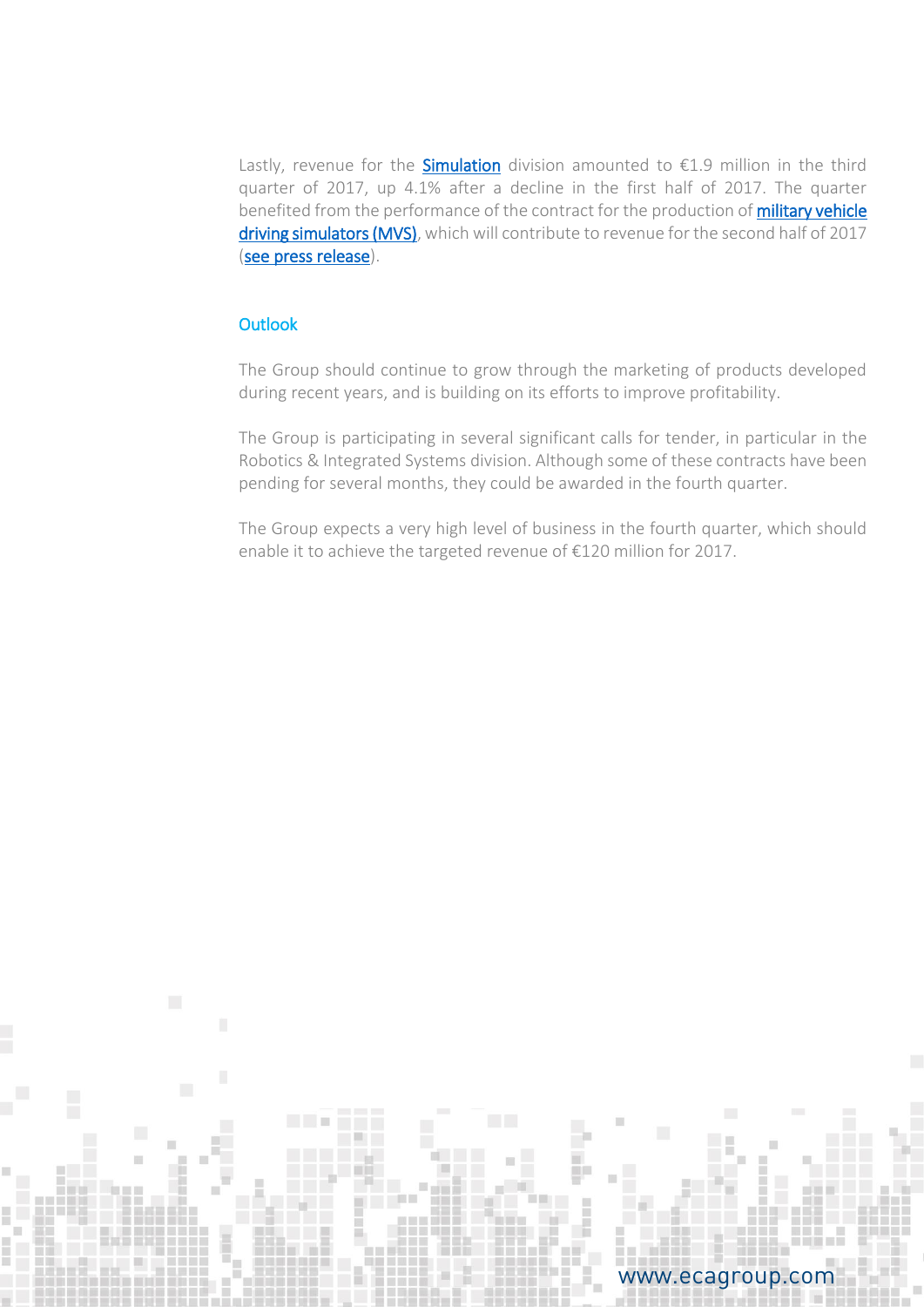Lastly, revenue for the **Simulation** division amounted to €1.9 million in the third quarter of 2017, up 4.1% after a decline in the first half of 2017. The quarter benefited from the performance of the contract for the production of **military vehicle driving simulators (MVS)**, which will contribute to revenue for the second half of 2017 (see press release).

## Outlook

The Group should continue to grow through the marketing of products developed during recent years, and is building on its efforts to improve profitability.

The Group is participating in several significant calls for tender, in particular in the Robotics & Integrated Systems division. Although some of these contracts have been pending for several months, they could be awarded in the fourth quarter.

The Group expects a very high level of business in the fourth quarter, which should enable it to achieve the targeted revenue of €120 million for 2017.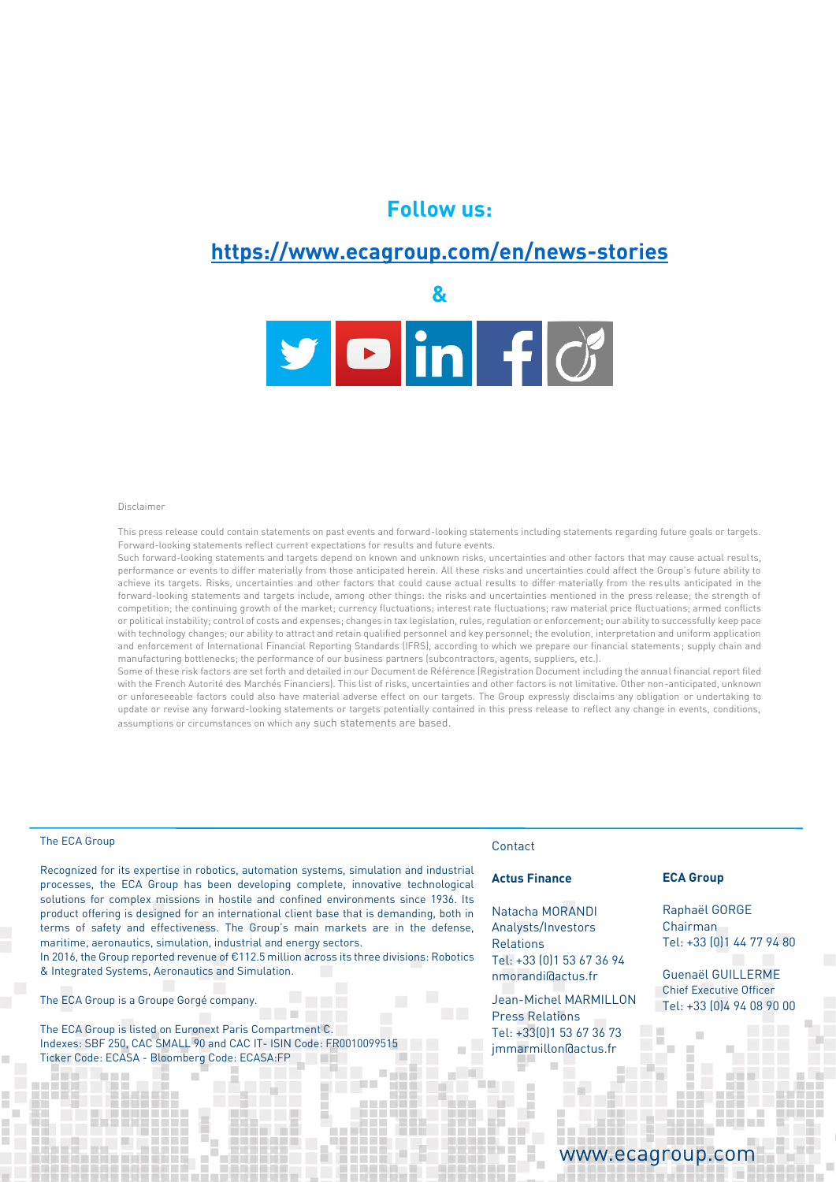## Follow us:

## https://www.ecagroup.com/en/news-stories

**&**

Disclaimer

This press release could contain statements on past events and forward-looking statements including statements regarding future goals or targets. Forward-looking statements reflect current expectations for results and future events.
Such forward-looking statements and targets depend on known and unknown risks, uncertainties and other factors that may cause actual results, performance or events to differ materially from those anticipated herein. All these risks and uncertainties could affect the Group's future ability to achieve its targets. Risks, uncertainties and other factors that could cause actual results to differ materially from the results anticipated in the forward-looking statements and targets include, among other things: the risks and uncertainties mentioned in the press release; the strength of competition; the continuing growth of the market; currency fluctuations; interest rate fluctuations; raw material price fluctuations; armed conflicts or political instability; control of costs and expenses; changes in tax legislation, rules, regulation or enforcement; our ability to successfully keep pace with technology changes; our ability to attract and retain qualified personnel and key personnel; the evolution, interpretation and uniform application and enforcement of International Financial Reporting Standards (IFRS), according to which we prepare our financial statements; supply chain and manufacturing bottlenecks; the performance of our business partners (subcontractors, agents, suppliers, etc.).
Some of these risk factors are set forth and detailed in our Document de Référence (Registration Document including the annual financial report filed with the French Autorité des Marchés Financiers). This list of risks, uncertainties and other factors is not limitative. Other non-anticipated, unknown or unforeseeable factors could also have material adverse effect on our targets. The Group expressly disclaims any obligation or undertaking to update or revise any forward-looking statements or targets potentially contained in this press release to reflect any change in events, conditions, assumptions or circumstances on which any such statements are based.

The ECA Group

Recognized for its expertise in robotics, automation systems, simulation and industrial processes, the ECA Group has been developing complete, innovative technological solutions for complex missions in hostile and confined environments since 1936. Its product offering is designed for an international client base that is demanding, both in terms of safety and effectiveness. The Group's main markets are in the defense, maritime, aeronautics, simulation, industrial and energy sectors.
In 2016, the Group reported revenue of €112.5 million across its three divisions: Robotics & Integrated Systems, Aeronautics and Simulation.

The ECA Group is a Groupe Gorgé company.

The ECA Group is listed on Euronext Paris Compartment C.
Indexes: SBF 250, CAC SMALL 90 and CAC IT- ISIN Code: FR0010099515
Ticker Code: ECASA - Bloomberg Code: ECASA:FP

Contact

**Actus Finance**

Natacha MORANDI
Analysts/Investors Relations
Tel: +33 (0)1 53 67 36 94
nmorandi@actus.fr

Jean-Michel MARMILLON
Press Relations
Tel: +33(0)1 53 67 36 73
jmmarmillon@actus.fr

**ECA Group**

Raphaël GORGE
Chairman
Tel: +33 (0)1 44 77 94 80

Guenaël GUILLERME
Chief Executive Officer
Tel: +33 (0)4 94 08 90 00

www.ecagroup.com